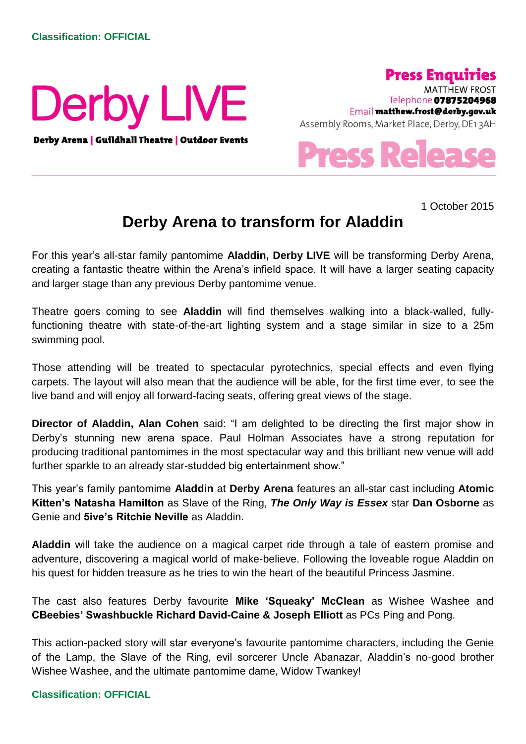Classification: OFFICIAL

Derby LIVE

Derby Arena | Guildhall Theatre | Outdoor Events

**Press Enquiries**
MATTHEW FROST
Telephone **07875204968**
Email **matthew.frost@derby.gov.uk**
Assembly Rooms, Market Place, Derby, DE1 3AH

**Press Release**

1 October 2015

# Derby Arena to transform for Aladdin

For this year's all-star family pantomime **Aladdin, Derby LIVE** will be transforming Derby Arena, creating a fantastic theatre within the Arena's infield space. It will have a larger seating capacity and larger stage than any previous Derby pantomime venue.

Theatre goers coming to see **Aladdin** will find themselves walking into a black-walled, fully-functioning theatre with state-of-the-art lighting system and a stage similar in size to a 25m swimming pool.

Those attending will be treated to spectacular pyrotechnics, special effects and even flying carpets. The layout will also mean that the audience will be able, for the first time ever, to see the live band and will enjoy all forward-facing seats, offering great views of the stage.

**Director of Aladdin, Alan Cohen** said: "I am delighted to be directing the first major show in Derby's stunning new arena space. Paul Holman Associates have a strong reputation for producing traditional pantomimes in the most spectacular way and this brilliant new venue will add further sparkle to an already star-studded big entertainment show."

This year's family pantomime **Aladdin** at **Derby Arena** features an all-star cast including **Atomic Kitten's Natasha Hamilton** as Slave of the Ring, ***The Only Way is Essex*** star **Dan Osborne** as Genie and **5ive's Ritchie Neville** as Aladdin.

**Aladdin** will take the audience on a magical carpet ride through a tale of eastern promise and adventure, discovering a magical world of make-believe. Following the loveable rogue Aladdin on his quest for hidden treasure as he tries to win the heart of the beautiful Princess Jasmine.

The cast also features Derby favourite **Mike 'Squeaky' McClean** as Wishee Washee and **CBeebies' Swashbuckle Richard David-Caine & Joseph Elliott** as PCs Ping and Pong.

This action-packed story will star everyone's favourite pantomime characters, including the Genie of the Lamp, the Slave of the Ring, evil sorcerer Uncle Abanazar, Aladdin's no-good brother Wishee Washee, and the ultimate pantomime dame, Widow Twankey!

Classification: OFFICIAL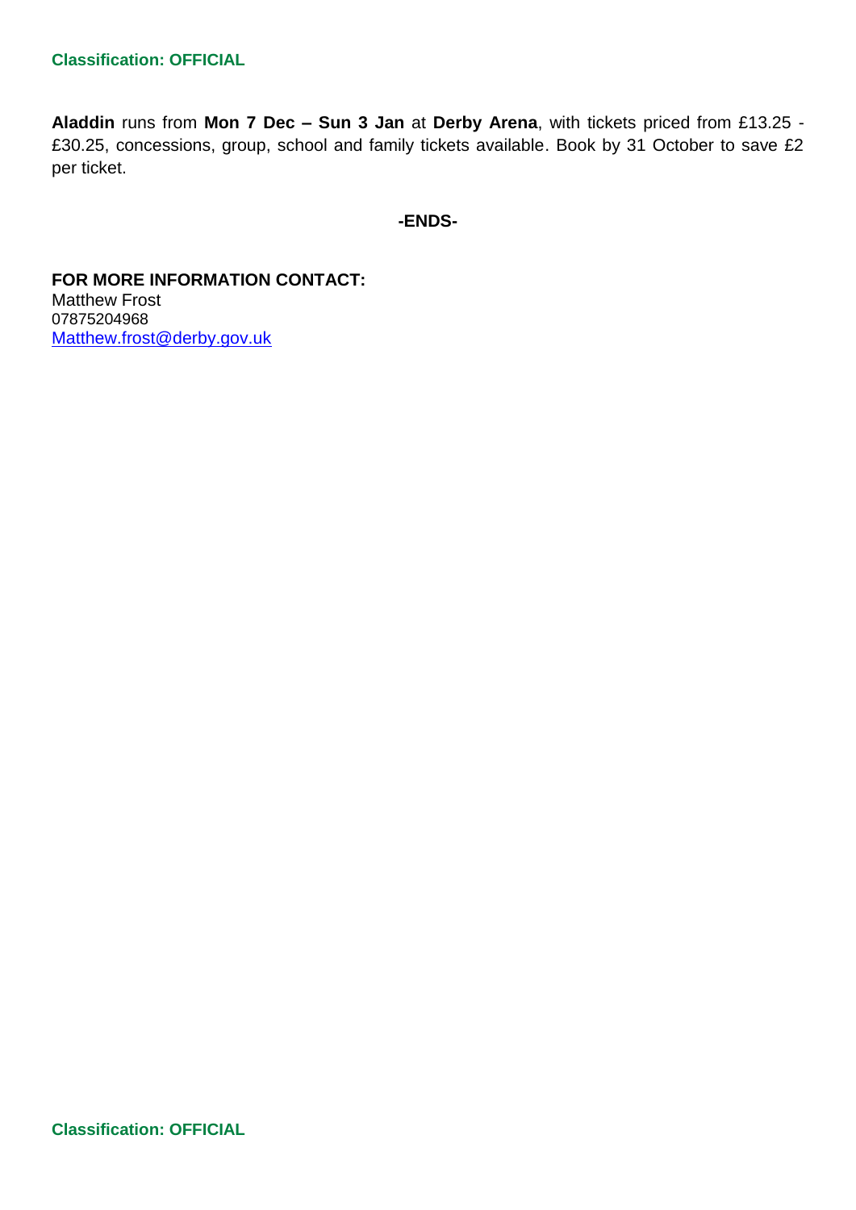**Aladdin** runs from **Mon 7 Dec – Sun 3 Jan** at **Derby Arena**, with tickets priced from £13.25 - £30.25, concessions, group, school and family tickets available. Book by 31 October to save £2 per ticket.

**-ENDS-**

**FOR MORE INFORMATION CONTACT:**
Matthew Frost
07875204968
Matthew.frost@derby.gov.uk